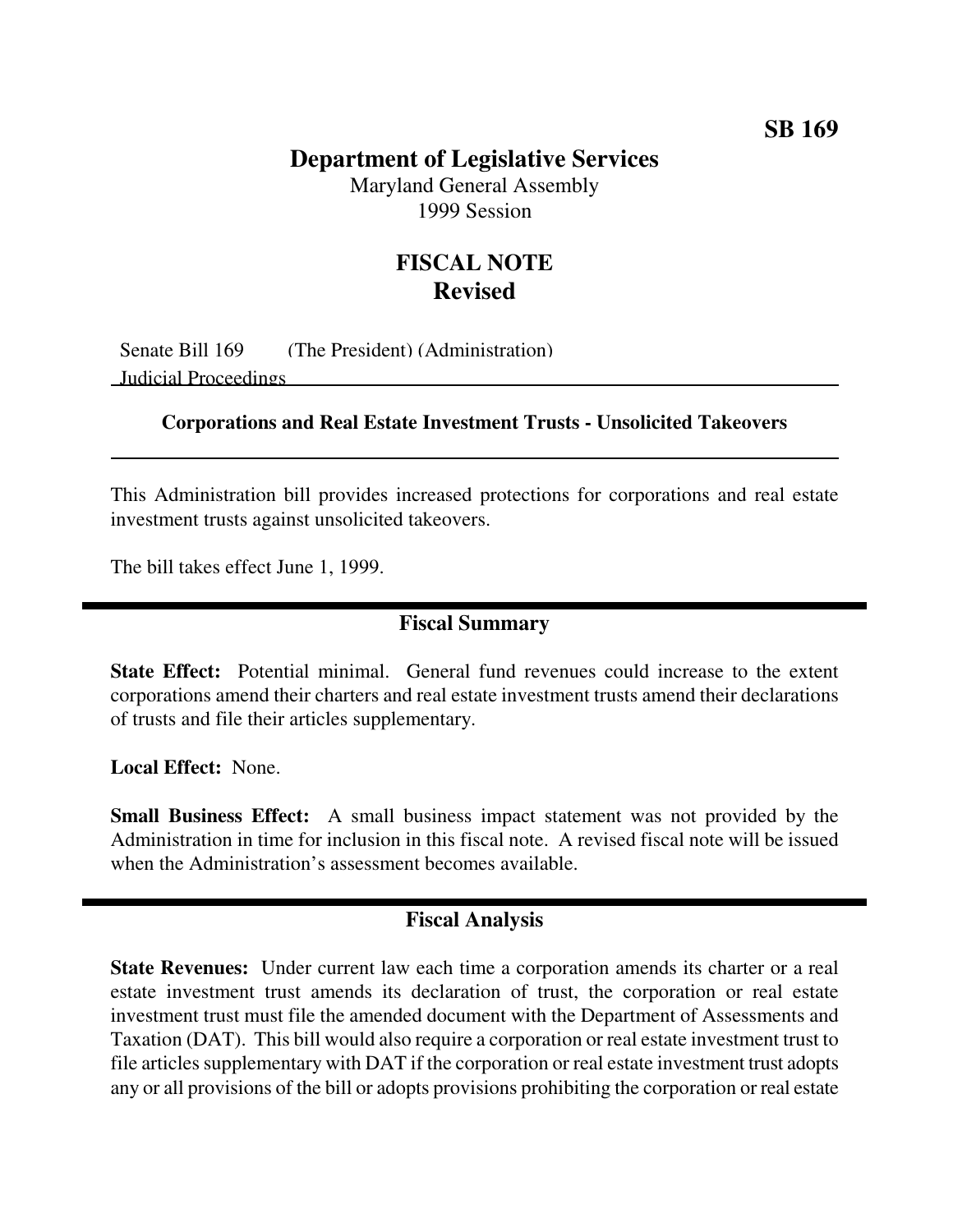**SB 169**

# Department of Legislative Services

Maryland General Assembly
1999 Session

## FISCAL NOTE
## Revised

Senate Bill 169 (The President) (Administration)
Judicial Proceedings

---

**Corporations and Real Estate Investment Trusts - Unsolicited Takeovers**

---

This Administration bill provides increased protections for corporations and real estate investment trusts against unsolicited takeovers.

The bill takes effect June 1, 1999.

## Fiscal Summary

**State Effect:** Potential minimal. General fund revenues could increase to the extent corporations amend their charters and real estate investment trusts amend their declarations of trusts and file their articles supplementary.

**Local Effect:** None.

**Small Business Effect:** A small business impact statement was not provided by the Administration in time for inclusion in this fiscal note. A revised fiscal note will be issued when the Administration's assessment becomes available.

## Fiscal Analysis

**State Revenues:** Under current law each time a corporation amends its charter or a real estate investment trust amends its declaration of trust, the corporation or real estate investment trust must file the amended document with the Department of Assessments and Taxation (DAT). This bill would also require a corporation or real estate investment trust to file articles supplementary with DAT if the corporation or real estate investment trust adopts any or all provisions of the bill or adopts provisions prohibiting the corporation or real estate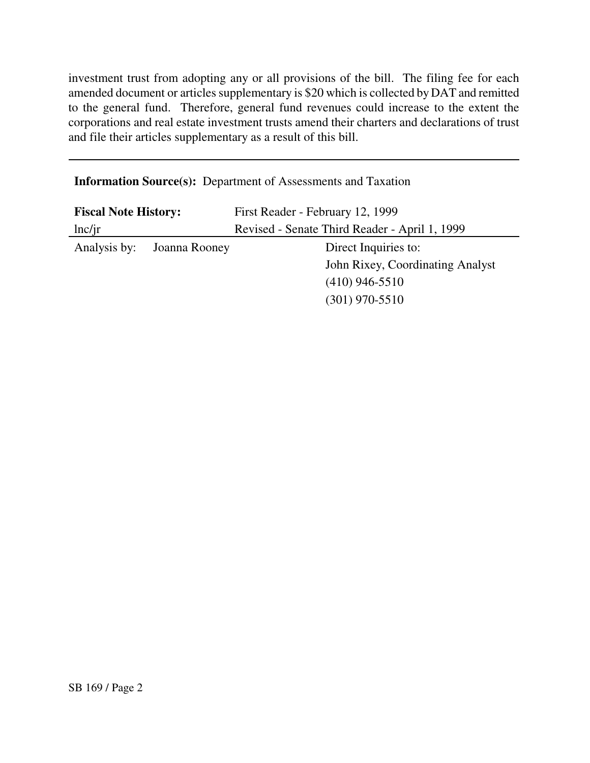investment trust from adopting any or all provisions of the bill. The filing fee for each amended document or articles supplementary is $20 which is collected by DAT and remitted to the general fund. Therefore, general fund revenues could increase to the extent the corporations and real estate investment trusts amend their charters and declarations of trust and file their articles supplementary as a result of this bill.

---

**Information Source(s):** Department of Assessments and Taxation

| | |
|---|---|
| **Fiscal Note History:** | First Reader - February 12, 1999 |
| lnc/jr | Revised - Senate Third Reader - April 1, 1999 |

Analysis by: Joanna Rooney

Direct Inquiries to:
John Rixey, Coordinating Analyst
(410) 946-5510
(301) 970-5510